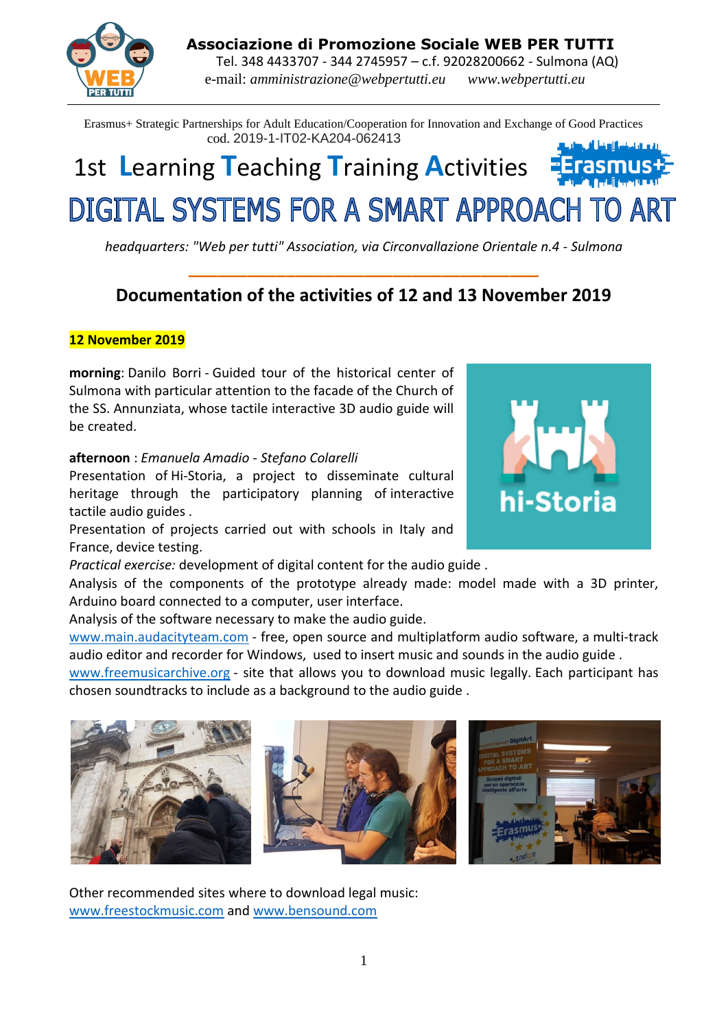**Associazione di Promozione Sociale WEB PER TUTTI**
Tel. 348 4433707 - 344 2745957 – c.f. 92028200662 - Sulmona (AQ)
e-mail: *amministrazione@webpertutti.eu* *www.webpertutti.eu*

---

Erasmus+ Strategic Partnerships for Adult Education/Cooperation for Innovation and Exchange of Good Practices
cod. 2019-1-IT02-KA204-062413

# 1st Learning Teaching Training Activities

# DIGITAL SYSTEMS FOR A SMART APPROACH TO ART

*headquarters: "Web per tutti" Association, via Circonvallazione Orientale n.4 - Sulmona*

## Documentation of the activities of 12 and 13 November 2019

**12 November 2019**

**morning**: Danilo Borri - Guided tour of the historical center of Sulmona with particular attention to the facade of the Church of the SS. Annunziata, whose tactile interactive 3D audio guide will be created.

**afternoon** : *Emanuela Amadio - Stefano Colarelli*
Presentation of Hi-Storia, a project to disseminate cultural heritage through the participatory planning of interactive tactile audio guides .
Presentation of projects carried out with schools in Italy and France, device testing.
*Practical exercise:* development of digital content for the audio guide .
Analysis of the components of the prototype already made: model made with a 3D printer, Arduino board connected to a computer, user interface.
Analysis of the software necessary to make the audio guide.
www.main.audacityteam.com - free, open source and multiplatform audio software, a multi-track audio editor and recorder for Windows, used to insert music and sounds in the audio guide .
www.freemusicarchive.org - site that allows you to download music legally. Each participant has chosen soundtracks to include as a background to the audio guide .

Other recommended sites where to download legal music:
www.freestockmusic.com and www.bensound.com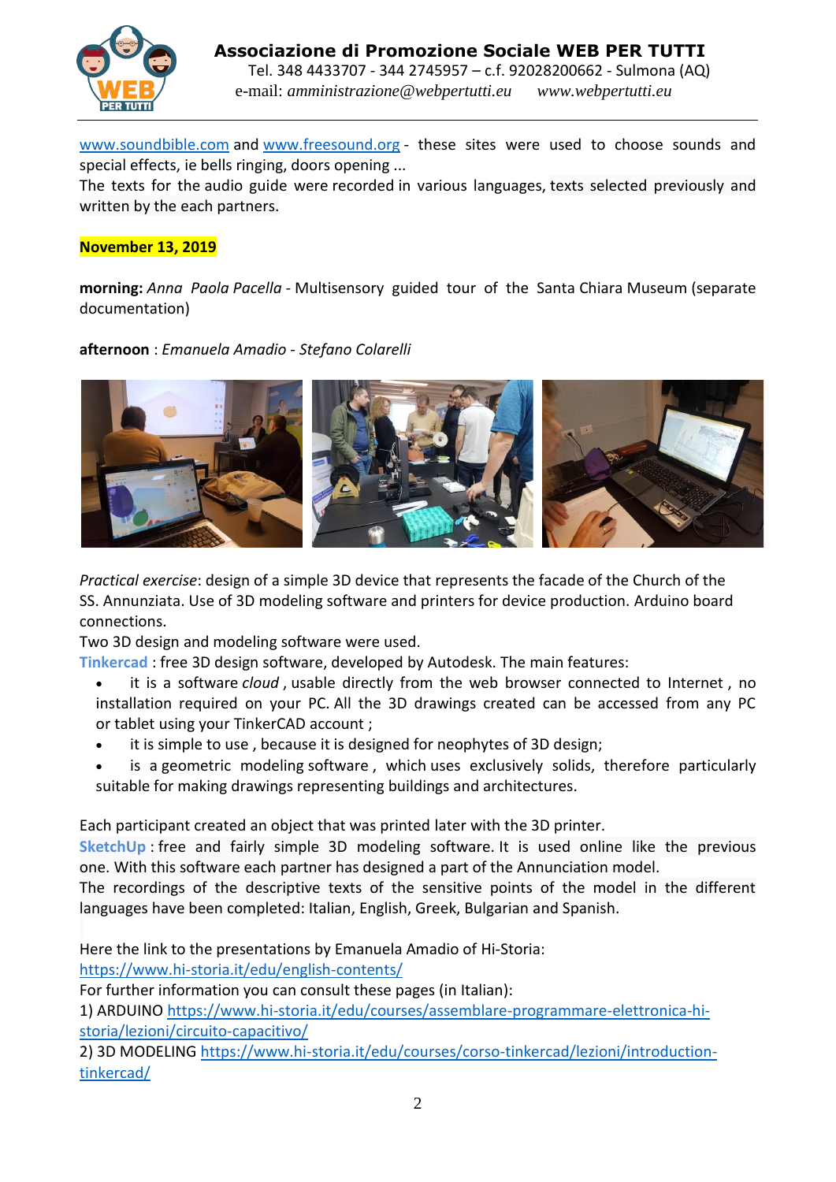www.soundbible.com and www.freesound.org - these sites were used to choose sounds and special effects, ie bells ringing, doors opening ...
The texts for the audio guide were recorded in various languages, texts selected previously and written by the each partners.

**November 13, 2019**

**morning:** *Anna Paola Pacella* - Multisensory guided tour of the Santa Chiara Museum (separate documentation)

**afternoon** : *Emanuela Amadio - Stefano Colarelli*

*Practical exercise*: design of a simple 3D device that represents the facade of the Church of the SS. Annunziata. Use of 3D modeling software and printers for device production. Arduino board connections.
Two 3D design and modeling software were used.
**Tinkercad** : free 3D design software, developed by Autodesk. The main features:

- it is a software *cloud* , usable directly from the web browser connected to Internet , no installation required on your PC. All the 3D drawings created can be accessed from any PC or tablet using your TinkerCAD account ;
- it is simple to use , because it is designed for neophytes of 3D design;
- is a geometric modeling software , which uses exclusively solids, therefore particularly suitable for making drawings representing buildings and architectures.

Each participant created an object that was printed later with the 3D printer.
**SketchUp** : free and fairly simple 3D modeling software. It is used online like the previous one. With this software each partner has designed a part of the Annunciation model.
The recordings of the descriptive texts of the sensitive points of the model in the different languages have been completed: Italian, English, Greek, Bulgarian and Spanish.

Here the link to the presentations by Emanuela Amadio of Hi-Storia:
https://www.hi-storia.it/edu/english-contents/
For further information you can consult these pages (in Italian):
1) ARDUINO https://www.hi-storia.it/edu/courses/assemblare-programmare-elettronica-hi-storia/lezioni/circuito-capacitivo/
2) 3D MODELING https://www.hi-storia.it/edu/courses/corso-tinkercad/lezioni/introduction-tinkercad/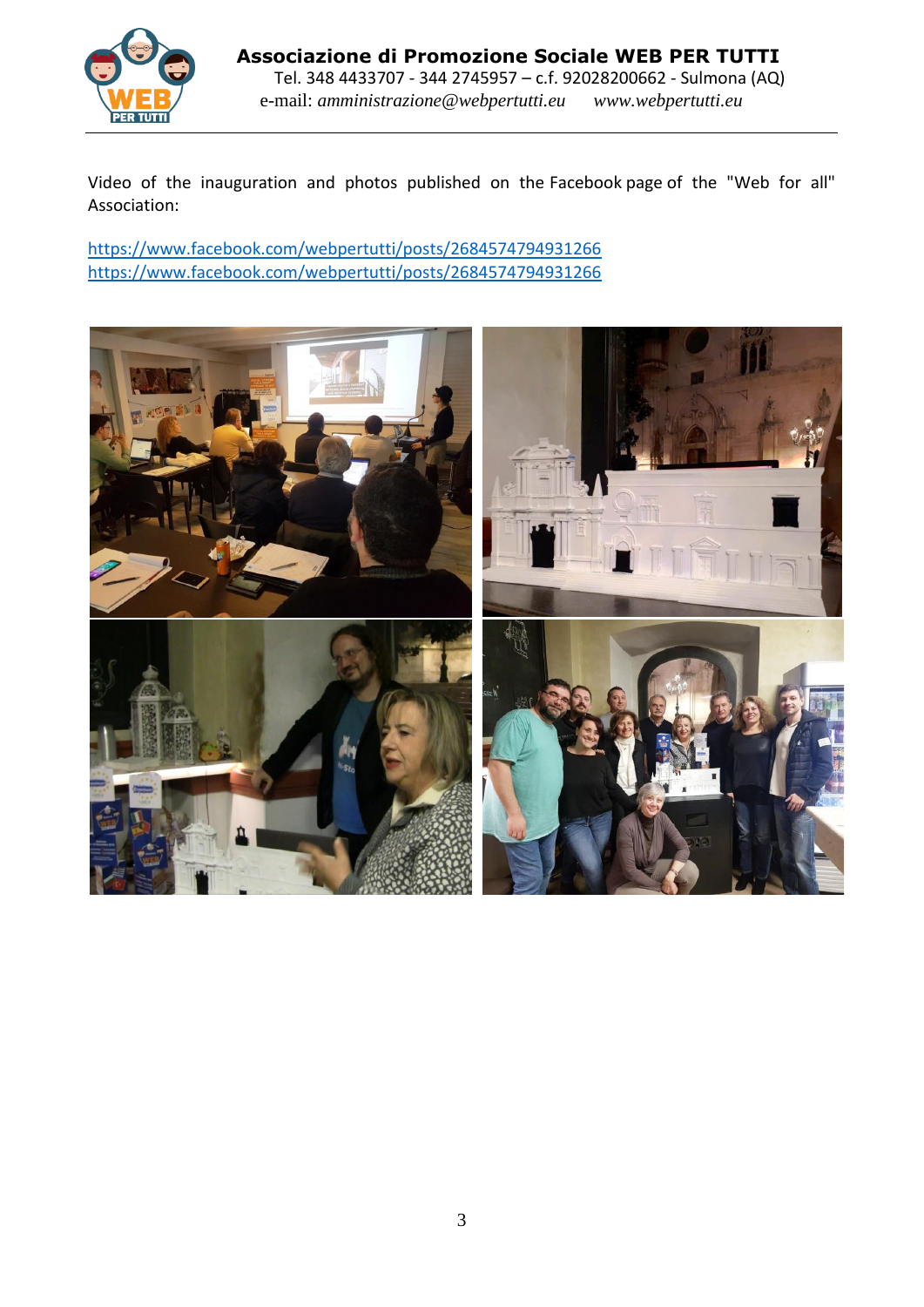Video of the inauguration and photos published on the Facebook page of the "Web for all" Association:

https://www.facebook.com/webpertutti/posts/2684574794931266
https://www.facebook.com/webpertutti/posts/2684574794931266